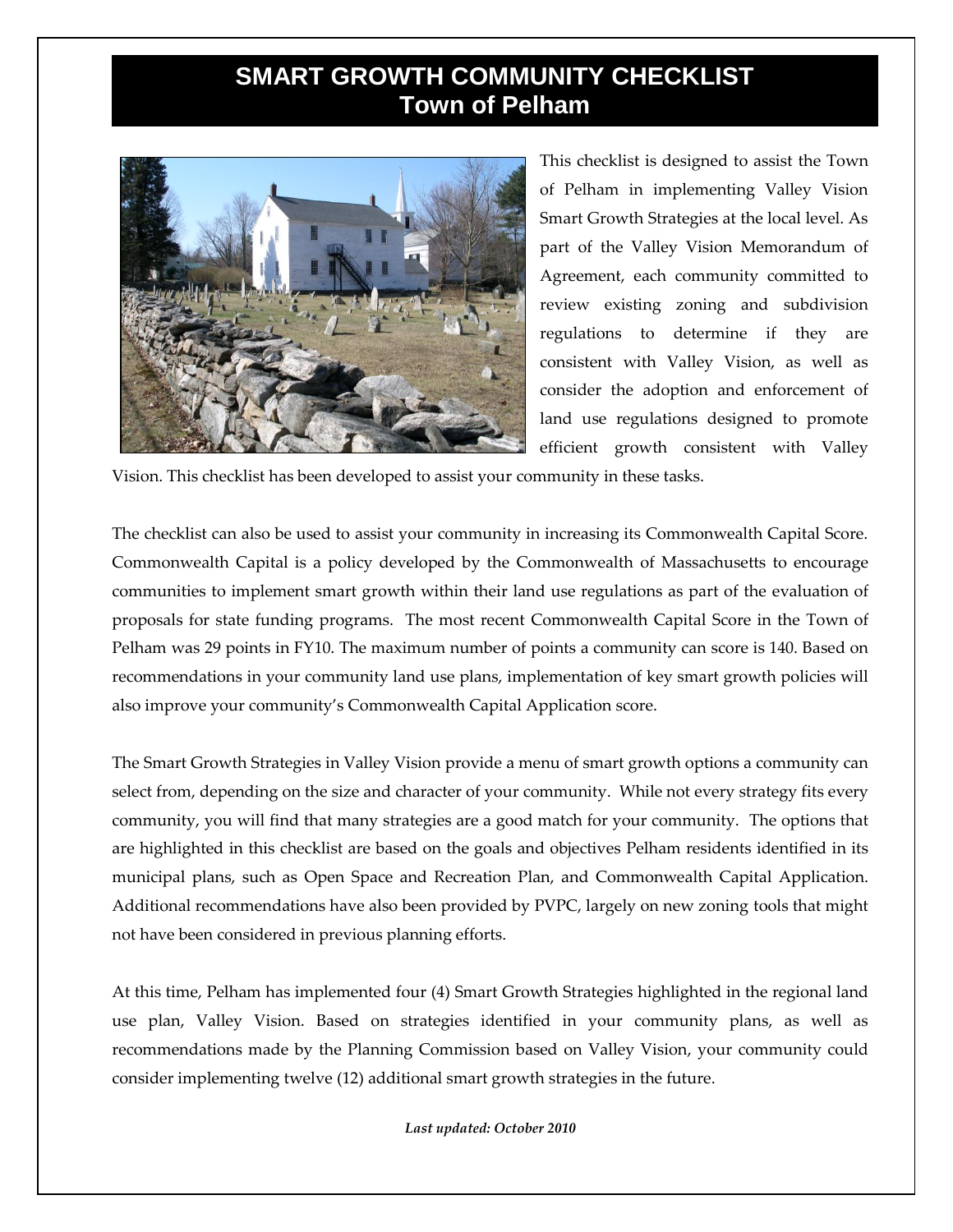# SMART GROWTH COMMUNITY CHECKLIST
## Town of Pelham

This checklist is designed to assist the Town of Pelham in implementing Valley Vision Smart Growth Strategies at the local level. As part of the Valley Vision Memorandum of Agreement, each community committed to review existing zoning and subdivision regulations to determine if they are consistent with Valley Vision, as well as consider the adoption and enforcement of land use regulations designed to promote efficient growth consistent with Valley Vision. This checklist has been developed to assist your community in these tasks.

The checklist can also be used to assist your community in increasing its Commonwealth Capital Score. Commonwealth Capital is a policy developed by the Commonwealth of Massachusetts to encourage communities to implement smart growth within their land use regulations as part of the evaluation of proposals for state funding programs. The most recent Commonwealth Capital Score in the Town of Pelham was 29 points in FY10. The maximum number of points a community can score is 140. Based on recommendations in your community land use plans, implementation of key smart growth policies will also improve your community's Commonwealth Capital Application score.

The Smart Growth Strategies in Valley Vision provide a menu of smart growth options a community can select from, depending on the size and character of your community. While not every strategy fits every community, you will find that many strategies are a good match for your community. The options that are highlighted in this checklist are based on the goals and objectives Pelham residents identified in its municipal plans, such as Open Space and Recreation Plan, and Commonwealth Capital Application. Additional recommendations have also been provided by PVPC, largely on new zoning tools that might not have been considered in previous planning efforts.

At this time, Pelham has implemented four (4) Smart Growth Strategies highlighted in the regional land use plan, Valley Vision. Based on strategies identified in your community plans, as well as recommendations made by the Planning Commission based on Valley Vision, your community could consider implementing twelve (12) additional smart growth strategies in the future.

***Last updated: October 2010***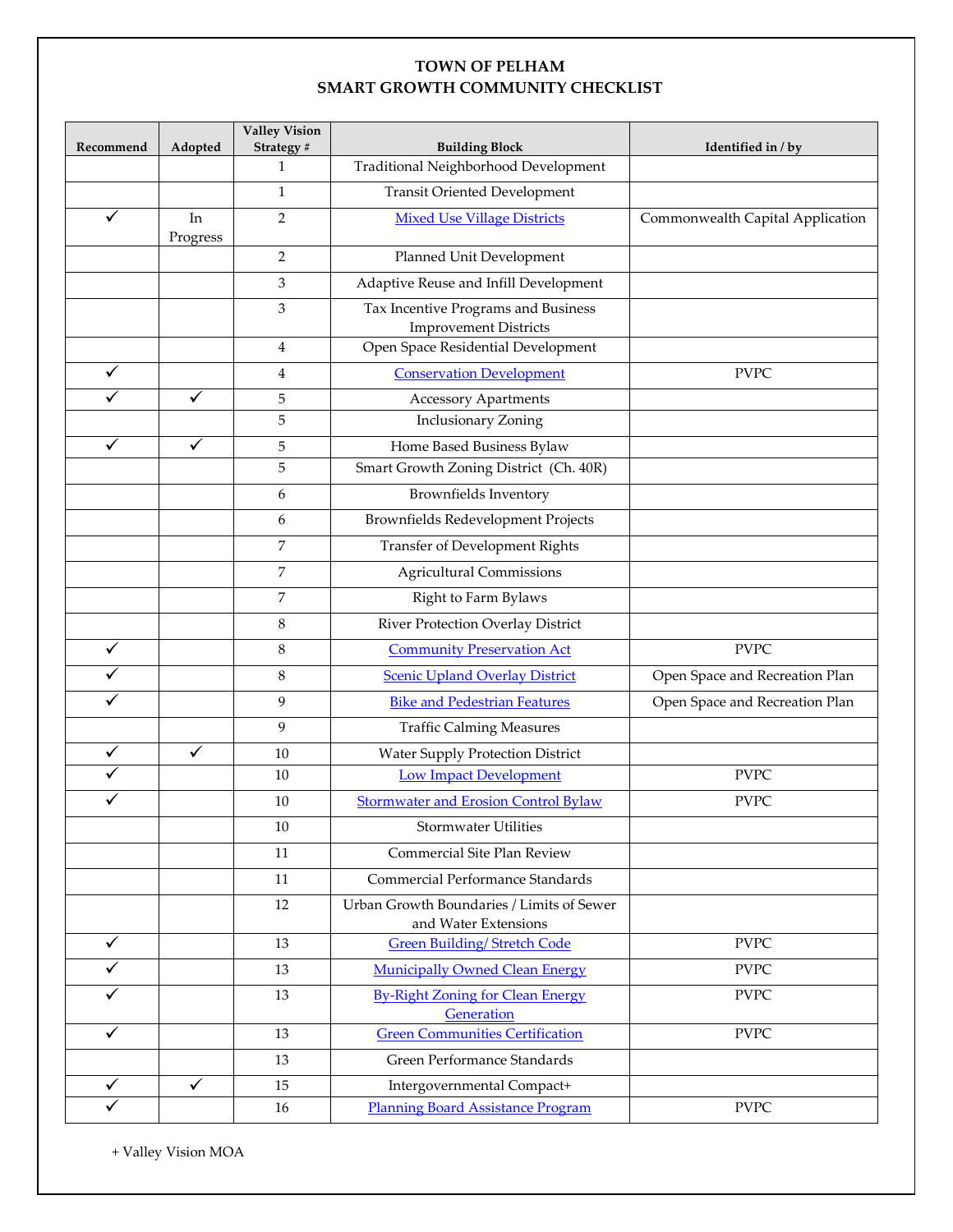# TOWN OF PELHAM
## SMART GROWTH COMMUNITY CHECKLIST

| Recommend | Adopted | Valley Vision Strategy # | Building Block | Identified in / by |
|---|---|---|---|---|
| | | 1 | Traditional Neighborhood Development | |
| | | 1 | Transit Oriented Development | |
| ✓ | In Progress | 2 | Mixed Use Village Districts | Commonwealth Capital Application |
| | | 2 | Planned Unit Development | |
| | | 3 | Adaptive Reuse and Infill Development | |
| | | 3 | Tax Incentive Programs and Business Improvement Districts | |
| | | 4 | Open Space Residential Development | |
| ✓ | | 4 | Conservation Development | PVPC |
| ✓ | ✓ | 5 | Accessory Apartments | |
| | | 5 | Inclusionary Zoning | |
| ✓ | ✓ | 5 | Home Based Business Bylaw | |
| | | 5 | Smart Growth Zoning District (Ch. 40R) | |
| | | 6 | Brownfields Inventory | |
| | | 6 | Brownfields Redevelopment Projects | |
| | | 7 | Transfer of Development Rights | |
| | | 7 | Agricultural Commissions | |
| | | 7 | Right to Farm Bylaws | |
| | | 8 | River Protection Overlay District | |
| ✓ | | 8 | Community Preservation Act | PVPC |
| ✓ | | 8 | Scenic Upland Overlay District | Open Space and Recreation Plan |
| ✓ | | 9 | Bike and Pedestrian Features | Open Space and Recreation Plan |
| | | 9 | Traffic Calming Measures | |
| ✓ | ✓ | 10 | Water Supply Protection District | |
| ✓ | | 10 | Low Impact Development | PVPC |
| ✓ | | 10 | Stormwater and Erosion Control Bylaw | PVPC |
| | | 10 | Stormwater Utilities | |
| | | 11 | Commercial Site Plan Review | |
| | | 11 | Commercial Performance Standards | |
| | | 12 | Urban Growth Boundaries / Limits of Sewer and Water Extensions | |
| ✓ | | 13 | Green Building/ Stretch Code | PVPC |
| ✓ | | 13 | Municipally Owned Clean Energy | PVPC |
| ✓ | | 13 | By-Right Zoning for Clean Energy Generation | PVPC |
| ✓ | | 13 | Green Communities Certification | PVPC |
| | | 13 | Green Performance Standards | |
| ✓ | ✓ | 15 | Intergovernmental Compact+ | |
| ✓ | | 16 | Planning Board Assistance Program | PVPC |

+ Valley Vision MOA